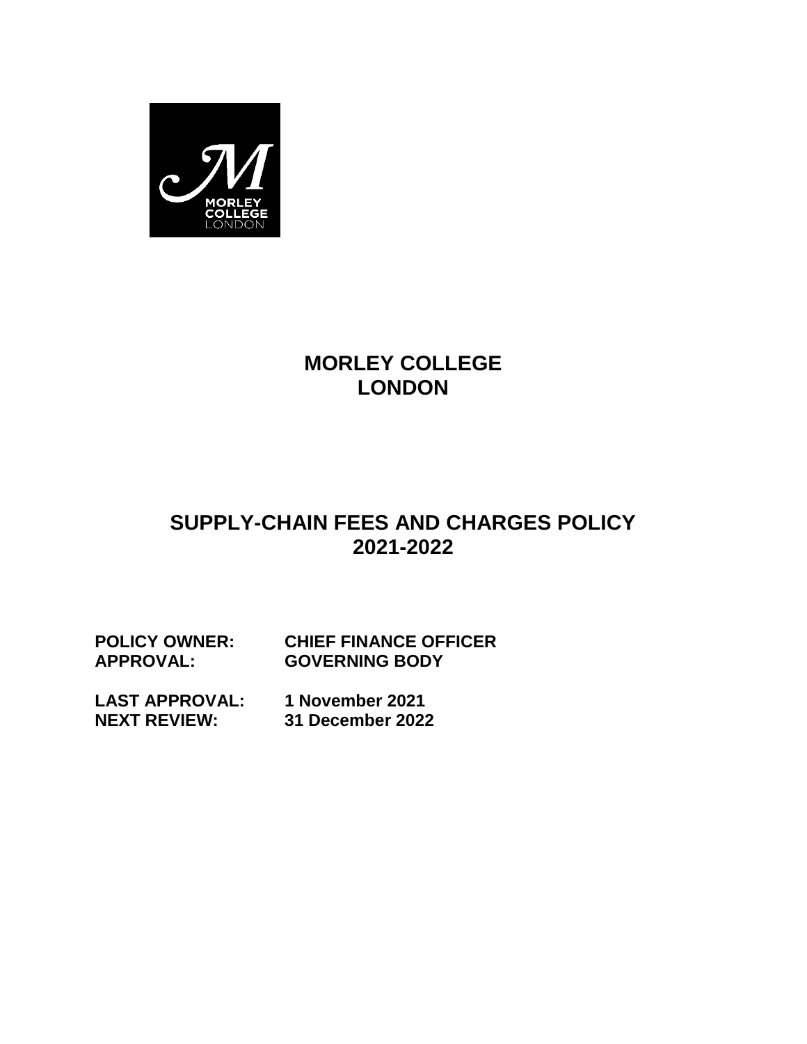# MORLEY COLLEGE LONDON

## SUPPLY-CHAIN FEES AND CHARGES POLICY 2021-2022

**POLICY OWNER:** **CHIEF FINANCE OFFICER**
**APPROVAL:** **GOVERNING BODY**

**LAST APPROVAL:** **1 November 2021**
**NEXT REVIEW:** **31 December 2022**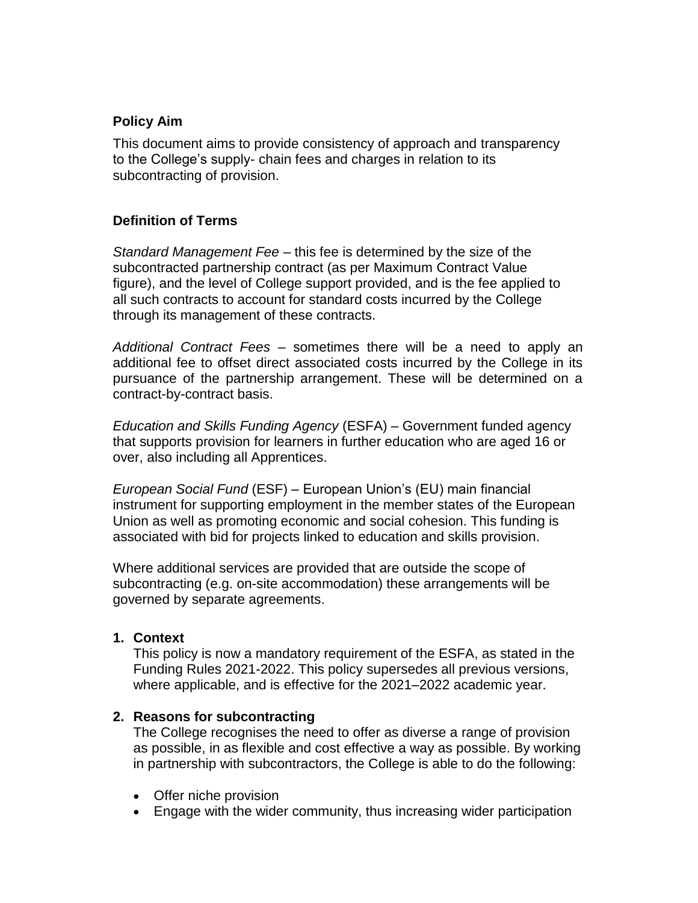**Policy Aim**

This document aims to provide consistency of approach and transparency to the College's supply- chain fees and charges in relation to its subcontracting of provision.

**Definition of Terms**

*Standard Management Fee* – this fee is determined by the size of the subcontracted partnership contract (as per Maximum Contract Value figure), and the level of College support provided, and is the fee applied to all such contracts to account for standard costs incurred by the College through its management of these contracts.

*Additional Contract Fees* – sometimes there will be a need to apply an additional fee to offset direct associated costs incurred by the College in its pursuance of the partnership arrangement. These will be determined on a contract-by-contract basis.

*Education and Skills Funding Agency* (ESFA) – Government funded agency that supports provision for learners in further education who are aged 16 or over, also including all Apprentices.

*European Social Fund* (ESF) – European Union's (EU) main financial instrument for supporting employment in the member states of the European Union as well as promoting economic and social cohesion. This funding is associated with bid for projects linked to education and skills provision.

Where additional services are provided that are outside the scope of subcontracting (e.g. on-site accommodation) these arrangements will be governed by separate agreements.

**1. Context**

This policy is now a mandatory requirement of the ESFA, as stated in the Funding Rules 2021-2022. This policy supersedes all previous versions, where applicable, and is effective for the 2021–2022 academic year.

**2. Reasons for subcontracting**

The College recognises the need to offer as diverse a range of provision as possible, in as flexible and cost effective a way as possible. By working in partnership with subcontractors, the College is able to do the following:

- Offer niche provision
- Engage with the wider community, thus increasing wider participation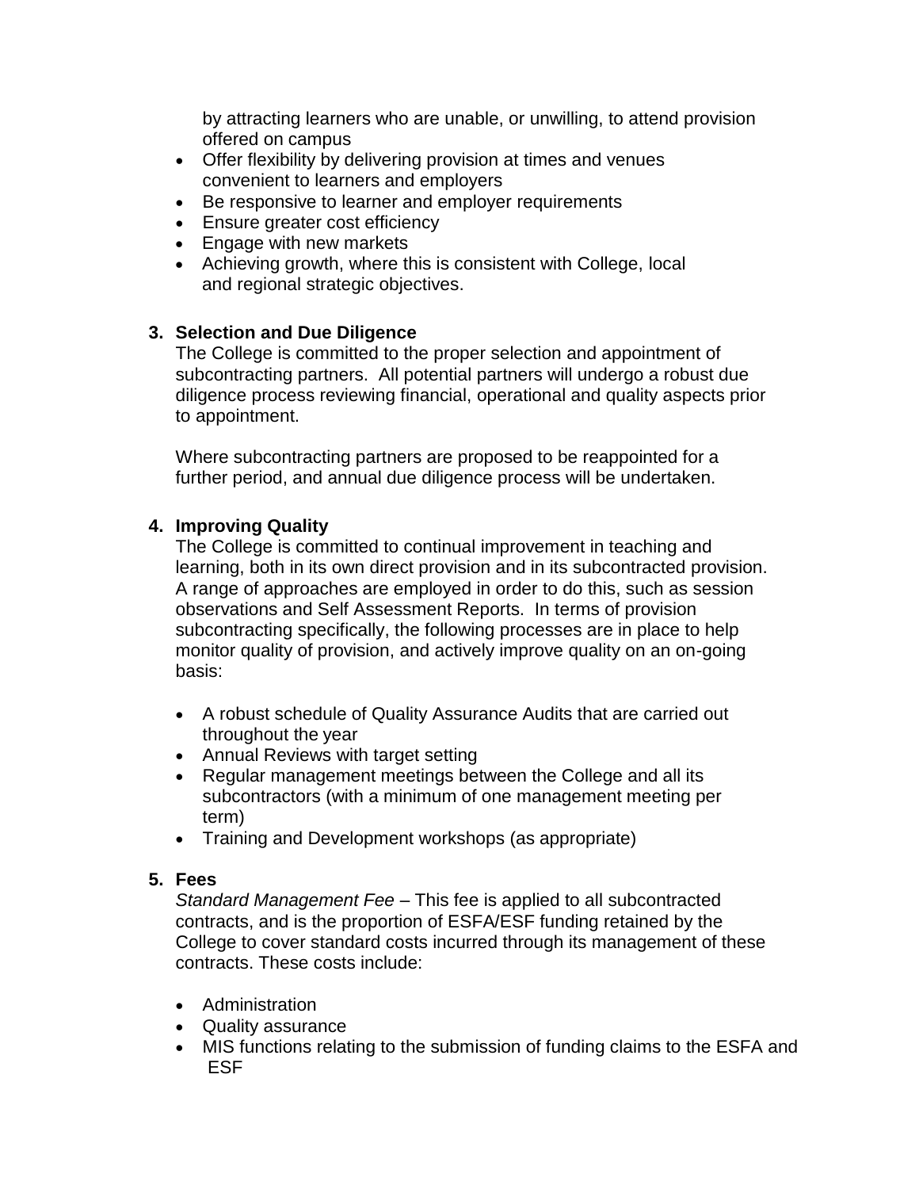by attracting learners who are unable, or unwilling, to attend provision offered on campus

- Offer flexibility by delivering provision at times and venues convenient to learners and employers
- Be responsive to learner and employer requirements
- Ensure greater cost efficiency
- Engage with new markets
- Achieving growth, where this is consistent with College, local and regional strategic objectives.

## 3. Selection and Due Diligence

The College is committed to the proper selection and appointment of subcontracting partners. All potential partners will undergo a robust due diligence process reviewing financial, operational and quality aspects prior to appointment.

Where subcontracting partners are proposed to be reappointed for a further period, and annual due diligence process will be undertaken.

## 4. Improving Quality

The College is committed to continual improvement in teaching and learning, both in its own direct provision and in its subcontracted provision. A range of approaches are employed in order to do this, such as session observations and Self Assessment Reports. In terms of provision subcontracting specifically, the following processes are in place to help monitor quality of provision, and actively improve quality on an on-going basis:

- A robust schedule of Quality Assurance Audits that are carried out throughout the year
- Annual Reviews with target setting
- Regular management meetings between the College and all its subcontractors (with a minimum of one management meeting per term)
- Training and Development workshops (as appropriate)

## 5. Fees

*Standard Management Fee* – This fee is applied to all subcontracted contracts, and is the proportion of ESFA/ESF funding retained by the College to cover standard costs incurred through its management of these contracts. These costs include:

- Administration
- Quality assurance
- MIS functions relating to the submission of funding claims to the ESFA and ESF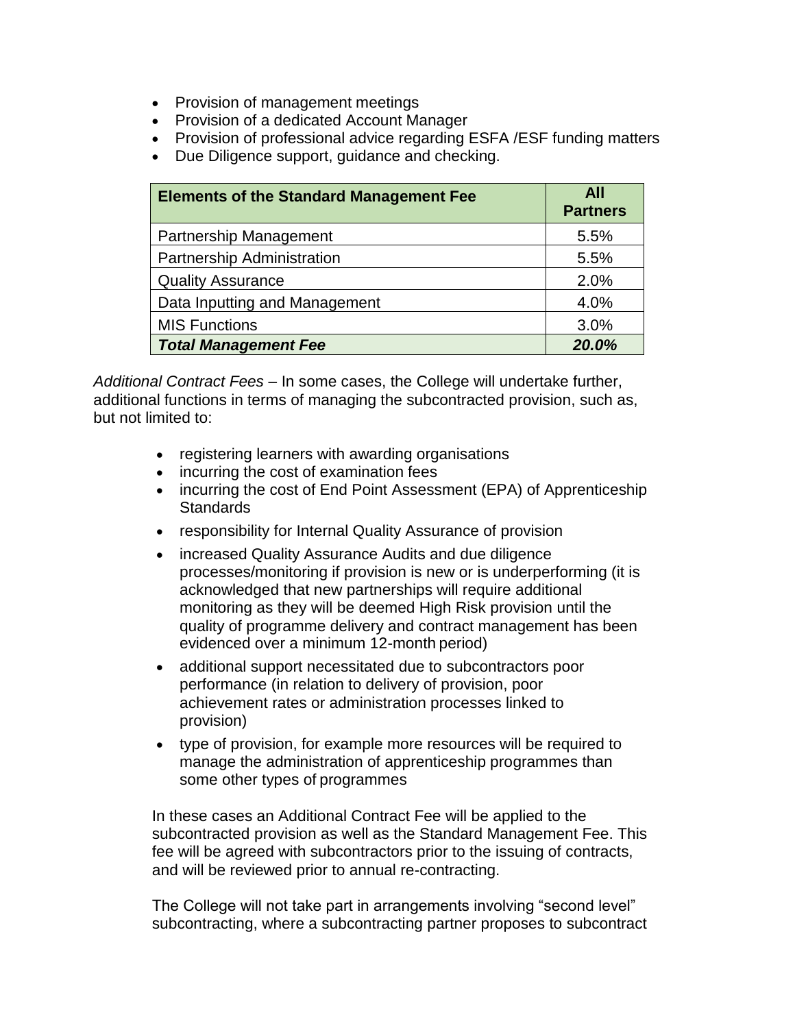- Provision of management meetings
- Provision of a dedicated Account Manager
- Provision of professional advice regarding ESFA /ESF funding matters
- Due Diligence support, guidance and checking.

| Elements of the Standard Management Fee | All Partners |
|---|---|
| Partnership Management | 5.5% |
| Partnership Administration | 5.5% |
| Quality Assurance | 2.0% |
| Data Inputting and Management | 4.0% |
| MIS Functions | 3.0% |
| ***Total Management Fee*** | ***20.0%*** |

*Additional Contract Fees* – In some cases, the College will undertake further, additional functions in terms of managing the subcontracted provision, such as, but not limited to:

- registering learners with awarding organisations
- incurring the cost of examination fees
- incurring the cost of End Point Assessment (EPA) of Apprenticeship Standards
- responsibility for Internal Quality Assurance of provision
- increased Quality Assurance Audits and due diligence processes/monitoring if provision is new or is underperforming (it is acknowledged that new partnerships will require additional monitoring as they will be deemed High Risk provision until the quality of programme delivery and contract management has been evidenced over a minimum 12-month period)
- additional support necessitated due to subcontractors poor performance (in relation to delivery of provision, poor achievement rates or administration processes linked to provision)
- type of provision, for example more resources will be required to manage the administration of apprenticeship programmes than some other types of programmes

In these cases an Additional Contract Fee will be applied to the subcontracted provision as well as the Standard Management Fee. This fee will be agreed with subcontractors prior to the issuing of contracts, and will be reviewed prior to annual re-contracting.

The College will not take part in arrangements involving "second level" subcontracting, where a subcontracting partner proposes to subcontract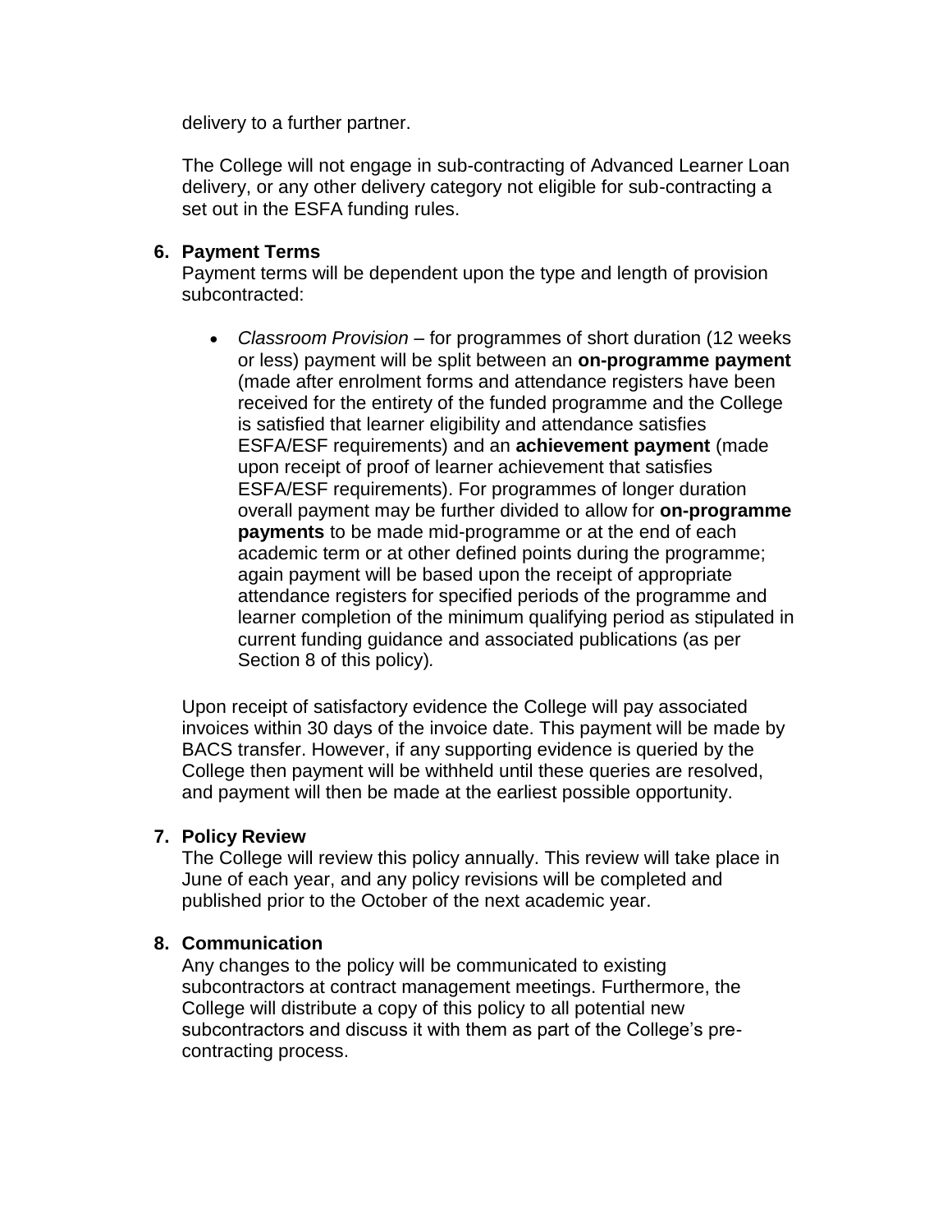delivery to a further partner.

The College will not engage in sub-contracting of Advanced Learner Loan delivery, or any other delivery category not eligible for sub-contracting a set out in the ESFA funding rules.

## 6. Payment Terms

Payment terms will be dependent upon the type and length of provision subcontracted:

- *Classroom Provision* – for programmes of short duration (12 weeks or less) payment will be split between an **on-programme payment** (made after enrolment forms and attendance registers have been received for the entirety of the funded programme and the College is satisfied that learner eligibility and attendance satisfies ESFA/ESF requirements) and an **achievement payment** (made upon receipt of proof of learner achievement that satisfies ESFA/ESF requirements). For programmes of longer duration overall payment may be further divided to allow for **on-programme payments** to be made mid-programme or at the end of each academic term or at other defined points during the programme; again payment will be based upon the receipt of appropriate attendance registers for specified periods of the programme and learner completion of the minimum qualifying period as stipulated in current funding guidance and associated publications (as per Section 8 of this policy).

Upon receipt of satisfactory evidence the College will pay associated invoices within 30 days of the invoice date. This payment will be made by BACS transfer. However, if any supporting evidence is queried by the College then payment will be withheld until these queries are resolved, and payment will then be made at the earliest possible opportunity.

## 7. Policy Review

The College will review this policy annually. This review will take place in June of each year, and any policy revisions will be completed and published prior to the October of the next academic year.

## 8. Communication

Any changes to the policy will be communicated to existing subcontractors at contract management meetings. Furthermore, the College will distribute a copy of this policy to all potential new subcontractors and discuss it with them as part of the College's pre-contracting process.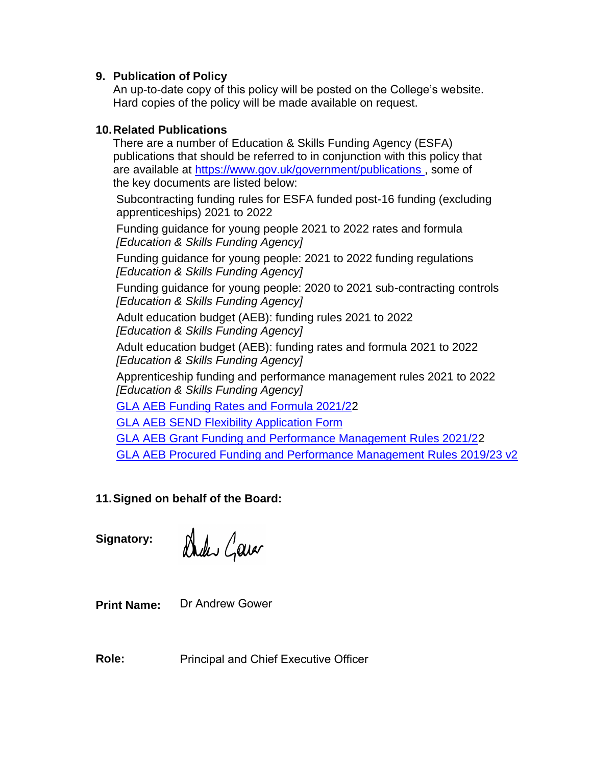## 9. Publication of Policy

An up-to-date copy of this policy will be posted on the College's website. Hard copies of the policy will be made available on request.

## 10. Related Publications

There are a number of Education & Skills Funding Agency (ESFA) publications that should be referred to in conjunction with this policy that are available at [https://www.gov.uk/government/publications](https://www.gov.uk/government/publications), some of the key documents are listed below:

Subcontracting funding rules for ESFA funded post-16 funding (excluding apprenticeships) 2021 to 2022

Funding guidance for young people 2021 to 2022 rates and formula
*[Education & Skills Funding Agency]*

Funding guidance for young people: 2021 to 2022 funding regulations
*[Education & Skills Funding Agency]*

Funding guidance for young people: 2020 to 2021 sub-contracting controls
*[Education & Skills Funding Agency]*

Adult education budget (AEB): funding rules 2021 to 2022
*[Education & Skills Funding Agency]*

Adult education budget (AEB): funding rates and formula 2021 to 2022
*[Education & Skills Funding Agency]*

Apprenticeship funding and performance management rules 2021 to 2022
*[Education & Skills Funding Agency]*

GLA AEB Funding Rates and Formula 2021/22

GLA AEB SEND Flexibility Application Form

GLA AEB Grant Funding and Performance Management Rules 2021/22

GLA AEB Procured Funding and Performance Management Rules 2019/23 v2

## 11. Signed on behalf of the Board:

**Signatory:** [signature]

**Print Name:** Dr Andrew Gower

**Role:** Principal and Chief Executive Officer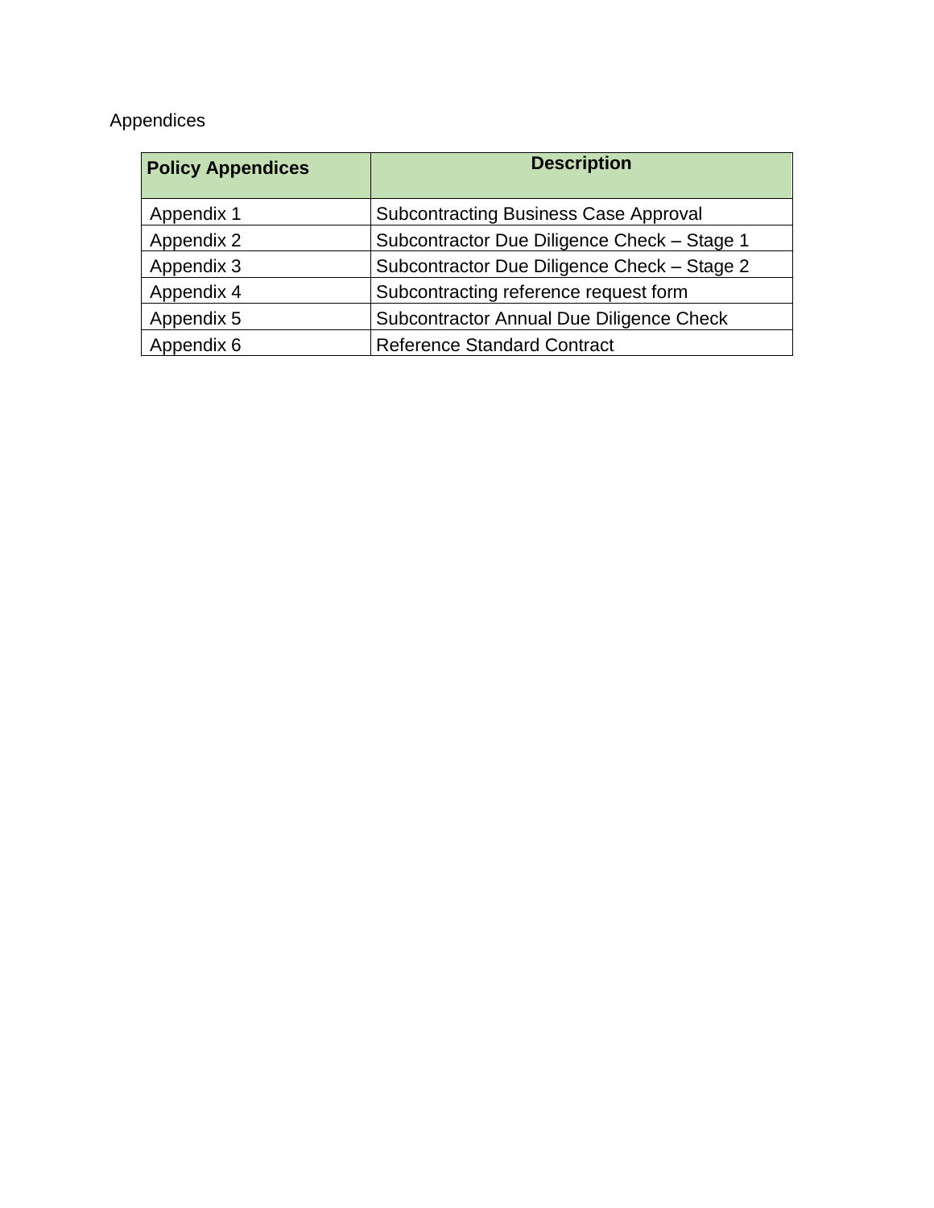Appendices

| Policy Appendices | Description |
|---|---|
| Appendix 1 | Subcontracting Business Case Approval |
| Appendix 2 | Subcontractor Due Diligence Check – Stage 1 |
| Appendix 3 | Subcontractor Due Diligence Check – Stage 2 |
| Appendix 4 | Subcontracting reference request form |
| Appendix 5 | Subcontractor Annual Due Diligence Check |
| Appendix 6 | Reference Standard Contract |